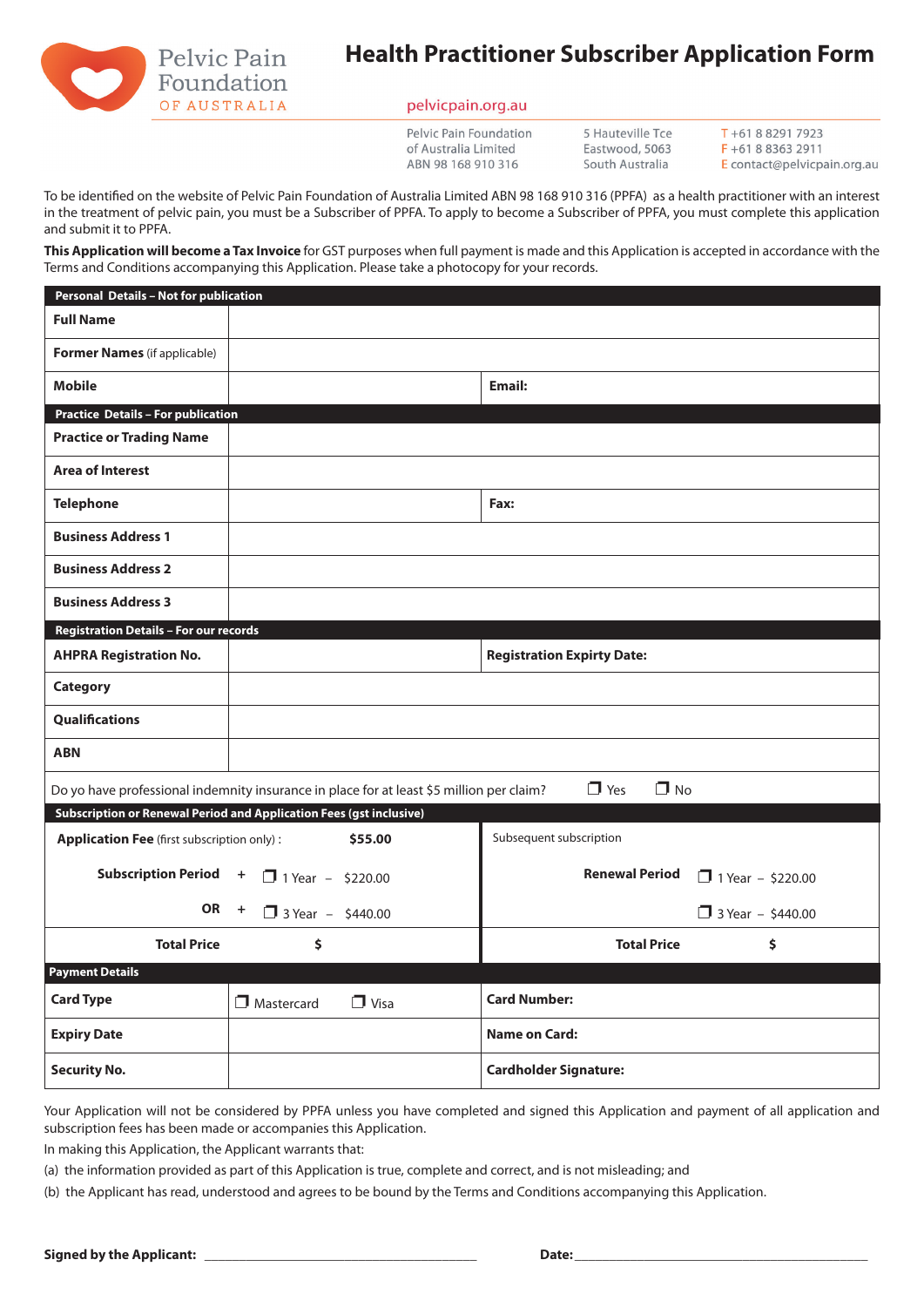Pelvic Pain Foundation OF AUSTRALIA

# Health Practitioner Subscriber Application Form

pelvicpain.org.au

Pelvic Pain Foundation of Australia Limited
ABN 98 168 910 316

5 Hauteville Tce
Eastwood, 5063
South Australia

T +61 8 8291 7923
F +61 8 8363 2911
E contact@pelvicpain.org.au

To be identified on the website of Pelvic Pain Foundation of Australia Limited ABN 98 168 910 316 (PPFA) as a health practitioner with an interest in the treatment of pelvic pain, you must be a Subscriber of PPFA. To apply to become a Subscriber of PPFA, you must complete this application and submit it to PPFA.

**This Application will become a Tax Invoice** for GST purposes when full payment is made and this Application is accepted in accordance with the Terms and Conditions accompanying this Application. Please take a photocopy for your records.

| **Personal Details – Not for publication** | | | |
|---|---|---|---|
| **Full Name** | | | |
| **Former Names** (if applicable) | | | |
| **Mobile** | | **Email:** | |
| **Practice Details – For publication** | | | |
| **Practice or Trading Name** | | | |
| **Area of Interest** | | | |
| **Telephone** | | **Fax:** | |
| **Business Address 1** | | | |
| **Business Address 2** | | | |
| **Business Address 3** | | | |
| **Registration Details – For our records** | | | |
| **AHPRA Registration No.** | | **Registration Expiry Date:** | |
| **Category** | | | |
| **Qualifications** | | | |
| **ABN** | | | |
| Do yo have professional indemnity insurance in place for at least $5 million per claim? | ☐ Yes ☐ No | | |

| **Subscription or Renewal Period and Application Fees (gst inclusive)** | | | |
|---|---|---|---|
| **Application Fee** (first subscription only) : | **$55.00** | Subsequent subscription | |
| **Subscription Period** + | ☐ 1 Year – $220.00 | **Renewal Period** | ☐ 1 Year – $220.00 |
| **OR** + | ☐ 3 Year – $440.00 | | ☐ 3 Year – $440.00 |
| **Total Price** | **$** | **Total Price** | **$** |

| **Payment Details** | | | |
|---|---|---|---|
| **Card Type** | ☐ Mastercard ☐ Visa | **Card Number:** | |
| **Expiry Date** | | **Name on Card:** | |
| **Security No.** | | **Cardholder Signature:** | |

Your Application will not be considered by PPFA unless you have completed and signed this Application and payment of all application and subscription fees has been made or accompanies this Application.

In making this Application, the Applicant warrants that:

(a) the information provided as part of this Application is true, complete and correct, and is not misleading; and

(b) the Applicant has read, understood and agrees to be bound by the Terms and Conditions accompanying this Application.

**Signed by the Applicant:** ______________________________ **Date:** ______________________________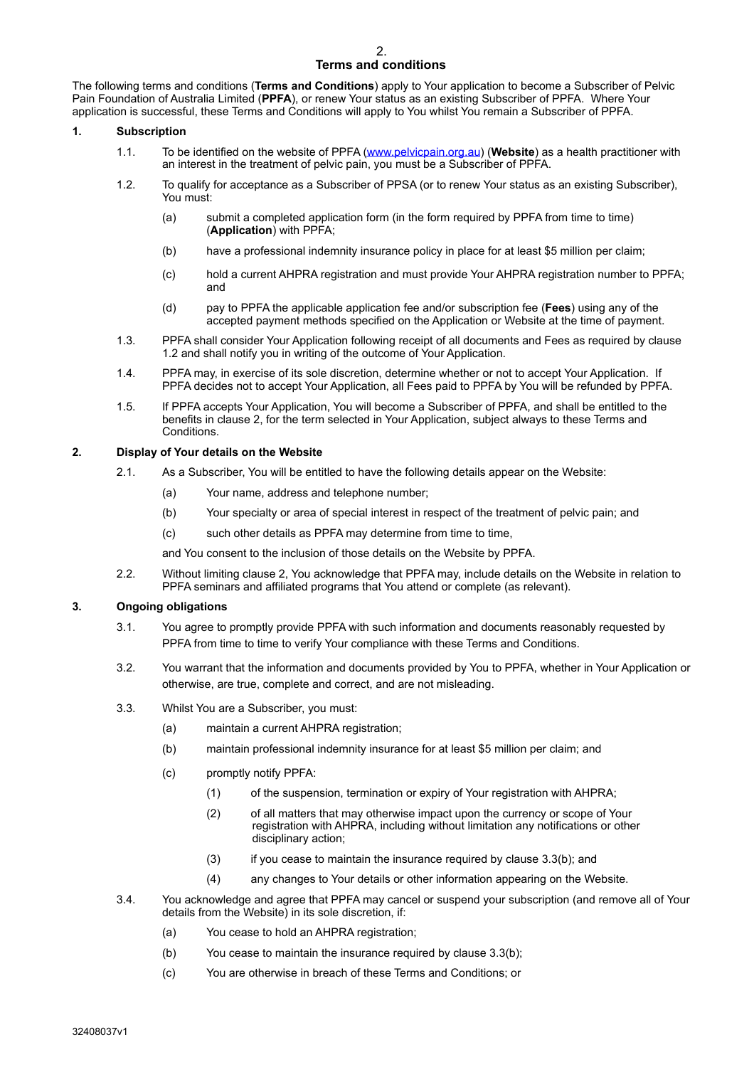## Terms and conditions

The following terms and conditions (**Terms and Conditions**) apply to Your application to become a Subscriber of Pelvic Pain Foundation of Australia Limited (**PPFA**), or renew Your status as an existing Subscriber of PPFA. Where Your application is successful, these Terms and Conditions will apply to You whilst You remain a Subscriber of PPFA.

### 1. Subscription

1.1. To be identified on the website of PPFA ([www.pelvicpain.org.au](www.pelvicpain.org.au)) (**Website**) as a health practitioner with an interest in the treatment of pelvic pain, you must be a Subscriber of PPFA.

1.2. To qualify for acceptance as a Subscriber of PPSA (or to renew Your status as an existing Subscriber), You must:

- (a) submit a completed application form (in the form required by PPFA from time to time) (**Application**) with PPFA;
- (b) have a professional indemnity insurance policy in place for at least $5 million per claim;
- (c) hold a current AHPRA registration and must provide Your AHPRA registration number to PPFA; and
- (d) pay to PPFA the applicable application fee and/or subscription fee (**Fees**) using any of the accepted payment methods specified on the Application or Website at the time of payment.

1.3. PPFA shall consider Your Application following receipt of all documents and Fees as required by clause 1.2 and shall notify you in writing of the outcome of Your Application.

1.4. PPFA may, in exercise of its sole discretion, determine whether or not to accept Your Application. If PPFA decides not to accept Your Application, all Fees paid to PPFA by You will be refunded by PPFA.

1.5. If PPFA accepts Your Application, You will become a Subscriber of PPFA, and shall be entitled to the benefits in clause 2, for the term selected in Your Application, subject always to these Terms and Conditions.

### 2. Display of Your details on the Website

2.1. As a Subscriber, You will be entitled to have the following details appear on the Website:

- (a) Your name, address and telephone number;
- (b) Your specialty or area of special interest in respect of the treatment of pelvic pain; and
- (c) such other details as PPFA may determine from time to time,

and You consent to the inclusion of those details on the Website by PPFA.

2.2. Without limiting clause 2, You acknowledge that PPFA may, include details on the Website in relation to PPFA seminars and affiliated programs that You attend or complete (as relevant).

### 3. Ongoing obligations

3.1. You agree to promptly provide PPFA with such information and documents reasonably requested by PPFA from time to time to verify Your compliance with these Terms and Conditions.

3.2. You warrant that the information and documents provided by You to PPFA, whether in Your Application or otherwise, are true, complete and correct, and are not misleading.

3.3. Whilst You are a Subscriber, you must:

- (a) maintain a current AHPRA registration;
- (b) maintain professional indemnity insurance for at least $5 million per claim; and
- (c) promptly notify PPFA:
  - (1) of the suspension, termination or expiry of Your registration with AHPRA;
  - (2) of all matters that may otherwise impact upon the currency or scope of Your registration with AHPRA, including without limitation any notifications or other disciplinary action;
  - (3) if you cease to maintain the insurance required by clause 3.3(b); and
  - (4) any changes to Your details or other information appearing on the Website.

3.4. You acknowledge and agree that PPFA may cancel or suspend your subscription (and remove all of Your details from the Website) in its sole discretion, if:

- (a) You cease to hold an AHPRA registration;
- (b) You cease to maintain the insurance required by clause 3.3(b);
- (c) You are otherwise in breach of these Terms and Conditions; or

32408037v1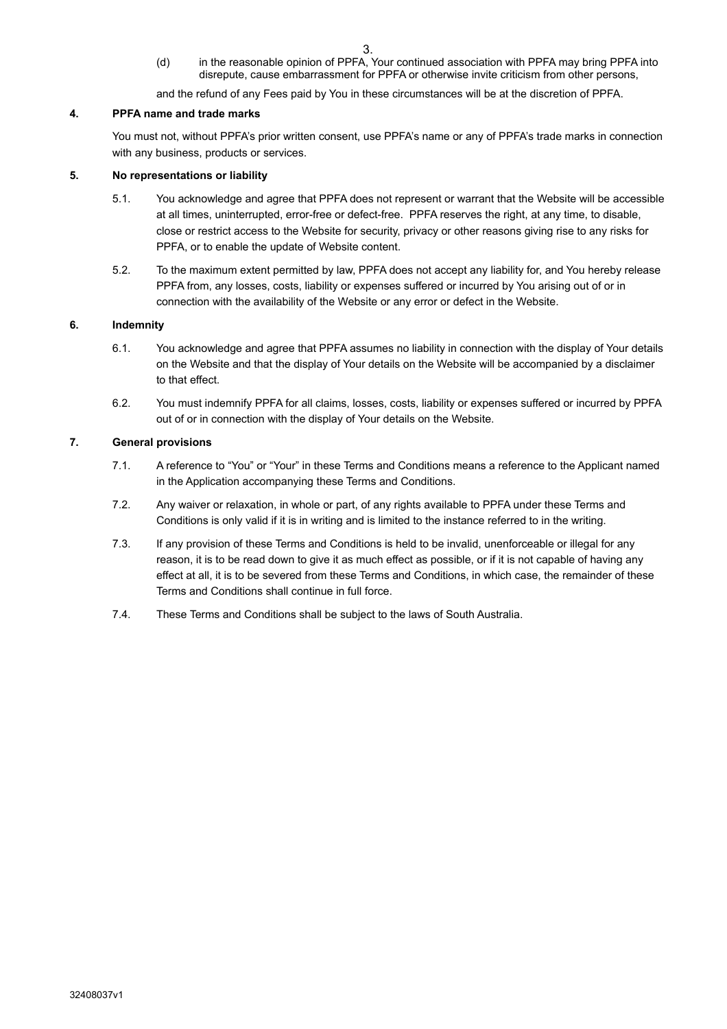(d) in the reasonable opinion of PPFA, Your continued association with PPFA may bring PPFA into disrepute, cause embarrassment for PPFA or otherwise invite criticism from other persons,

and the refund of any Fees paid by You in these circumstances will be at the discretion of PPFA.

## 4. PPFA name and trade marks

You must not, without PPFA's prior written consent, use PPFA's name or any of PPFA's trade marks in connection with any business, products or services.

## 5. No representations or liability

5.1. You acknowledge and agree that PPFA does not represent or warrant that the Website will be accessible at all times, uninterrupted, error-free or defect-free. PPFA reserves the right, at any time, to disable, close or restrict access to the Website for security, privacy or other reasons giving rise to any risks for PPFA, or to enable the update of Website content.

5.2. To the maximum extent permitted by law, PPFA does not accept any liability for, and You hereby release PPFA from, any losses, costs, liability or expenses suffered or incurred by You arising out of or in connection with the availability of the Website or any error or defect in the Website.

## 6. Indemnity

6.1. You acknowledge and agree that PPFA assumes no liability in connection with the display of Your details on the Website and that the display of Your details on the Website will be accompanied by a disclaimer to that effect.

6.2. You must indemnify PPFA for all claims, losses, costs, liability or expenses suffered or incurred by PPFA out of or in connection with the display of Your details on the Website.

## 7. General provisions

7.1. A reference to "You" or "Your" in these Terms and Conditions means a reference to the Applicant named in the Application accompanying these Terms and Conditions.

7.2. Any waiver or relaxation, in whole or part, of any rights available to PPFA under these Terms and Conditions is only valid if it is in writing and is limited to the instance referred to in the writing.

7.3. If any provision of these Terms and Conditions is held to be invalid, unenforceable or illegal for any reason, it is to be read down to give it as much effect as possible, or if it is not capable of having any effect at all, it is to be severed from these Terms and Conditions, in which case, the remainder of these Terms and Conditions shall continue in full force.

7.4. These Terms and Conditions shall be subject to the laws of South Australia.

32408037v1